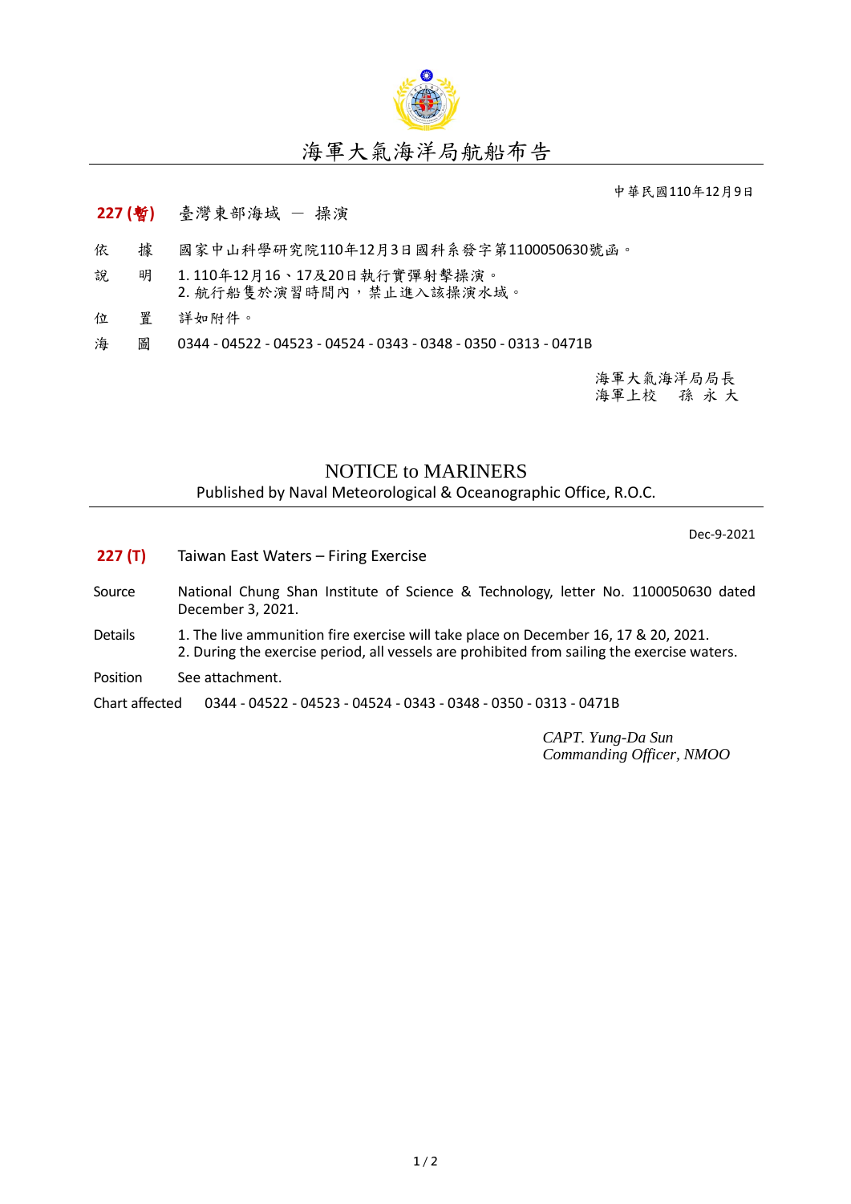# 海軍大氣海洋局航船布告

中華民國110年12月9日

**227 (暫)** 臺灣東部海域 － 操演

依　　據　國家中山科學研究院110年12月3日國科系發字第1100050630號函。

說　　明　1. 110年12月16、17及20日執行實彈射擊操演。
2. 航行船隻於演習時間內，禁止進入該操演水域。

位　　置　詳如附件。

海　　圖　0344 - 04522 - 04523 - 04524 - 0343 - 0348 - 0350 - 0313 - 0471B

海軍大氣海洋局局長
海軍上校　孫 永 大

# NOTICE to MARINERS

Published by Naval Meteorological & Oceanographic Office, R.O.C.

Dec-9-2021

**227 (T)** Taiwan East Waters – Firing Exercise

Source　National Chung Shan Institute of Science & Technology, letter No. 1100050630 dated December 3, 2021.

Details　1. The live ammunition fire exercise will take place on December 16, 17 & 20, 2021.
2. During the exercise period, all vessels are prohibited from sailing the exercise waters.

Position　See attachment.

Chart affected　0344 - 04522 - 04523 - 04524 - 0343 - 0348 - 0350 - 0313 - 0471B

*CAPT. Yung-Da Sun*
*Commanding Officer, NMOO*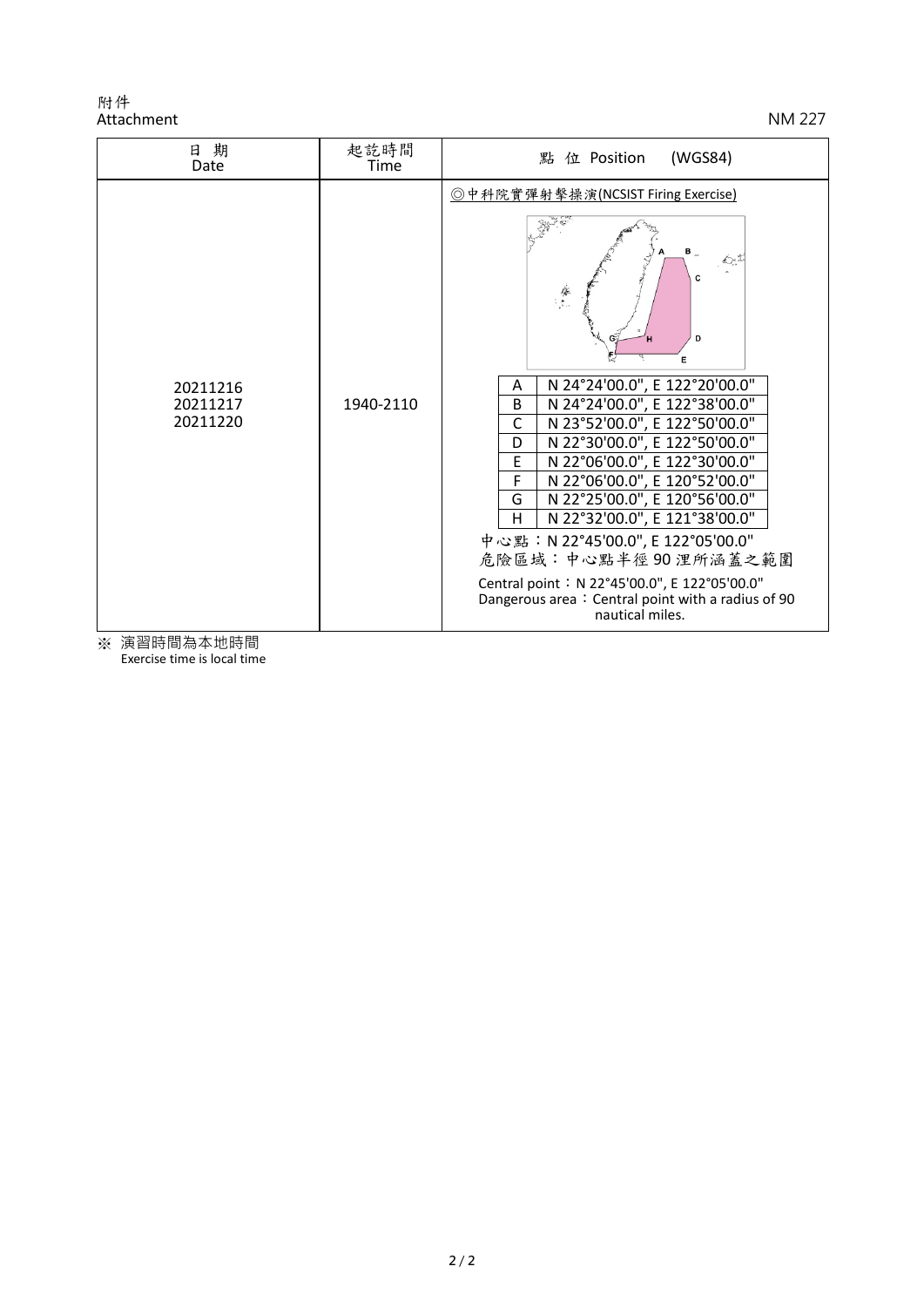附件
Attachment

NM 227

| 日 期 Date | 起訖時間 Time | 點 位 Position (WGS84) |
|---|---|---|
| 20211216<br>20211217<br>20211220 | 1940-2110 | ◎中科院實彈射擊操演(NCSIST Firing Exercise)<br>A N 24°24'00.0", E 122°20'00.0"<br>B N 24°24'00.0", E 122°38'00.0"<br>C N 23°52'00.0", E 122°50'00.0"<br>D N 22°30'00.0", E 122°50'00.0"<br>E N 22°06'00.0", E 122°30'00.0"<br>F N 22°06'00.0", E 120°52'00.0"<br>G N 22°25'00.0", E 120°56'00.0"<br>H N 22°32'00.0", E 121°38'00.0"<br>中心點：N 22°45'00.0", E 122°05'00.0"<br>危險區域：中心點半徑 90 浬所涵蓋之範圍<br>Central point：N 22°45'00.0", E 122°05'00.0"<br>Dangerous area：Central point with a radius of 90 nautical miles. |

※ 演習時間為本地時間
Exercise time is local time